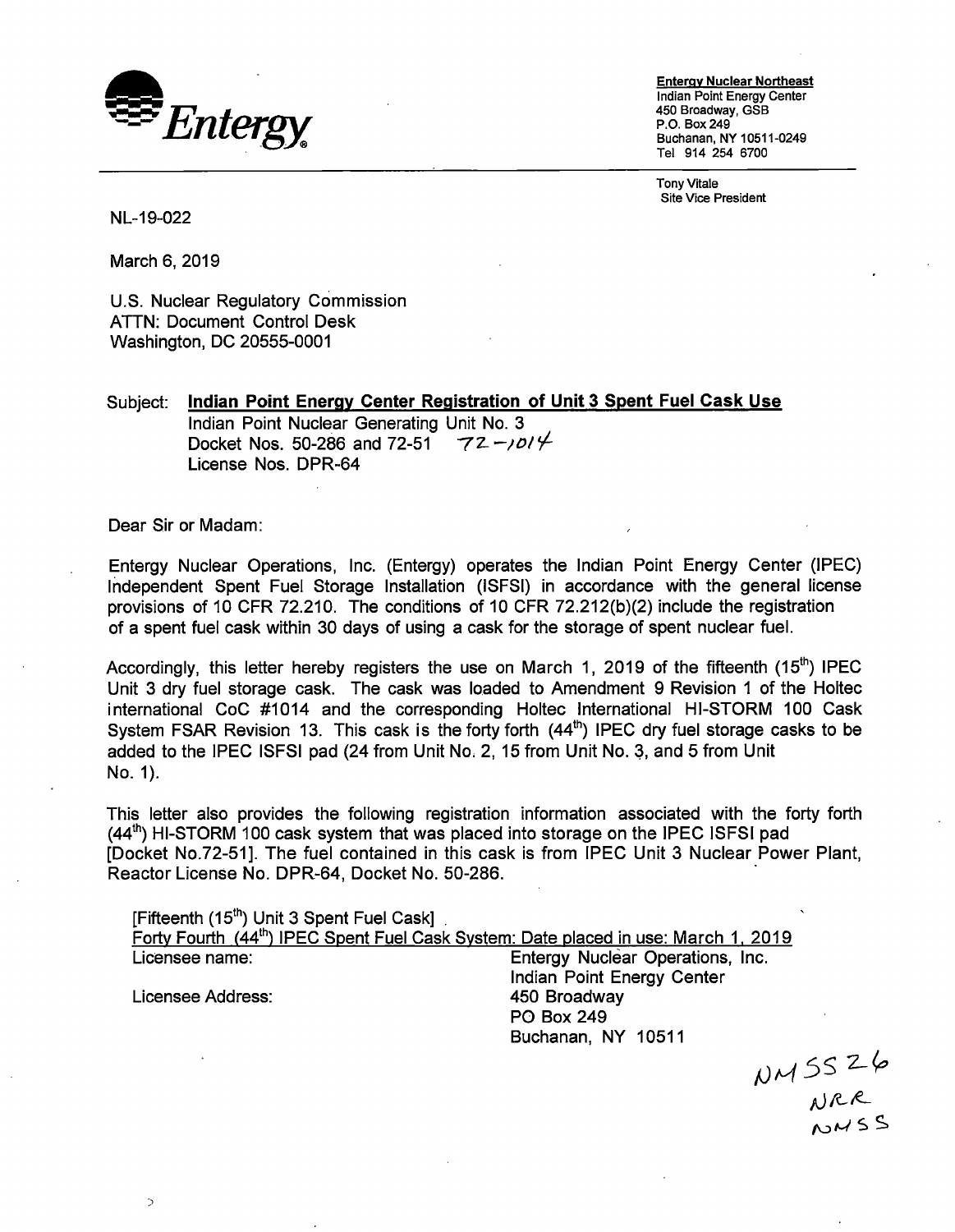**Entergy**

**Entergy Nuclear Northeast**
Indian Point Energy Center
450 Broadway, GSB
P.O. Box 249
Buchanan, NY 10511-0249
Tel 914 254 6700

Tony Vitale
Site Vice President

NL-19-022

March 6, 2019

U.S. Nuclear Regulatory Commission
ATTN: Document Control Desk
Washington, DC 20555-0001

Subject: **Indian Point Energy Center Registration of Unit 3 Spent Fuel Cask Use**
Indian Point Nuclear Generating Unit No. 3
Docket Nos. 50-286 and 72-51 72-1014
License Nos. DPR-64

Dear Sir or Madam:

Entergy Nuclear Operations, Inc. (Entergy) operates the Indian Point Energy Center (IPEC) Independent Spent Fuel Storage Installation (ISFSI) in accordance with the general license provisions of 10 CFR 72.210. The conditions of 10 CFR 72.212(b)(2) include the registration of a spent fuel cask within 30 days of using a cask for the storage of spent nuclear fuel.

Accordingly, this letter hereby registers the use on March 1, 2019 of the fifteenth (15th) IPEC Unit 3 dry fuel storage cask. The cask was loaded to Amendment 9 Revision 1 of the Holtec international CoC #1014 and the corresponding Holtec International HI-STORM 100 Cask System FSAR Revision 13. This cask is the forty forth (44th) IPEC dry fuel storage casks to be added to the IPEC ISFSI pad (24 from Unit No. 2, 15 from Unit No. 3, and 5 from Unit No. 1).

This letter also provides the following registration information associated with the forty forth (44th) HI-STORM 100 cask system that was placed into storage on the IPEC ISFSI pad [Docket No.72-51]. The fuel contained in this cask is from IPEC Unit 3 Nuclear Power Plant, Reactor License No. DPR-64, Docket No. 50-286.

[Fifteenth (15th) Unit 3 Spent Fuel Cask]
Forty Fourth (44th) IPEC Spent Fuel Cask System: Date placed in use: March 1, 2019

| | |
|---|---|
| Licensee name: | Entergy Nuclear Operations, Inc.<br>Indian Point Energy Center |
| Licensee Address: | 450 Broadway<br>PO Box 249<br>Buchanan, NY 10511 |

NMSS26
NRR
NMSS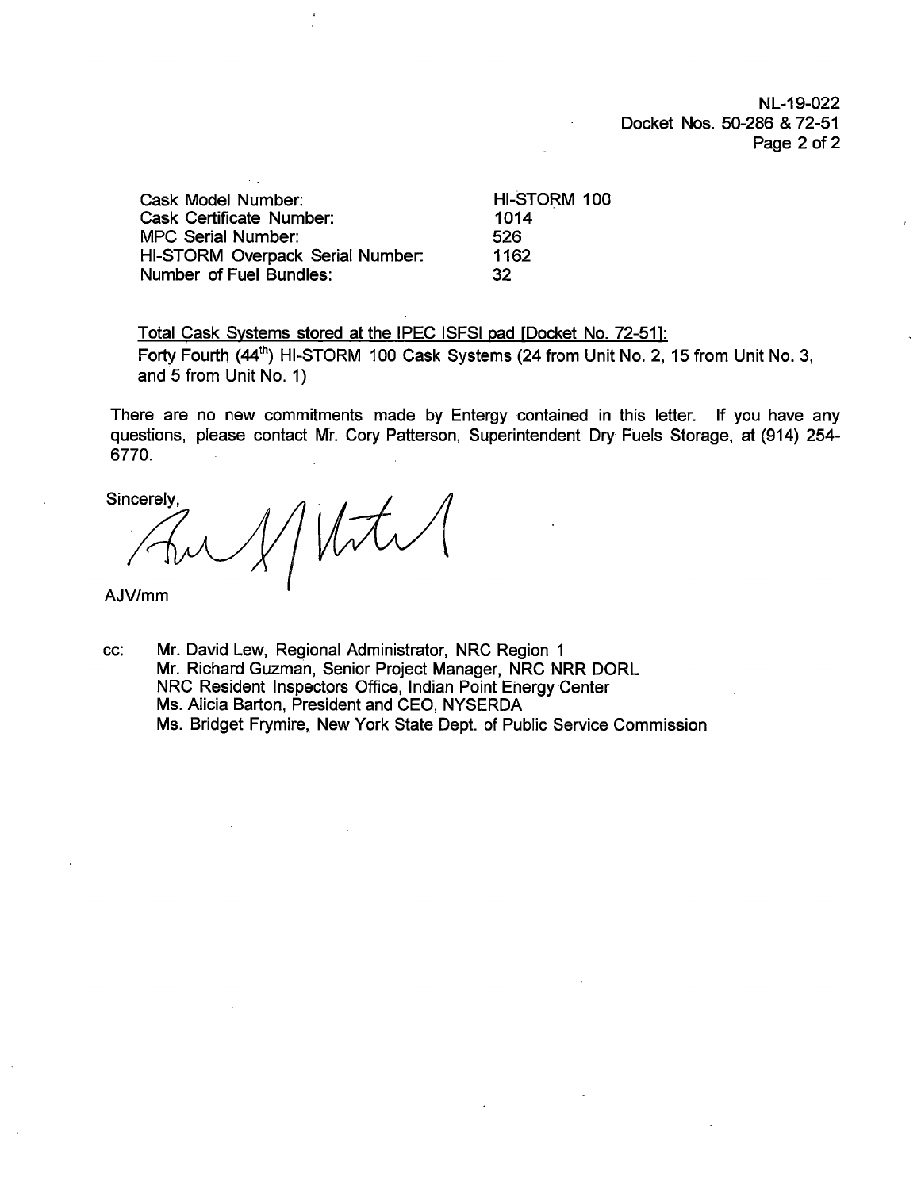| | |
|---|---|
| Cask Model Number: | HI-STORM 100 |
| Cask Certificate Number: | 1014 |
| MPC Serial Number: | 526 |
| HI-STORM Overpack Serial Number: | 1162 |
| Number of Fuel Bundles: | 32 |

Total Cask Systems stored at the IPEC ISFSI pad [Docket No. 72-51]:
Forty Fourth (44th) HI-STORM 100 Cask Systems (24 from Unit No. 2, 15 from Unit No. 3, and 5 from Unit No. 1)

There are no new commitments made by Entergy contained in this letter. If you have any questions, please contact Mr. Cory Patterson, Superintendent Dry Fuels Storage, at (914) 254-6770.

Sincerely,

AJV/mm

cc: Mr. David Lew, Regional Administrator, NRC Region 1
Mr. Richard Guzman, Senior Project Manager, NRC NRR DORL
NRC Resident Inspectors Office, Indian Point Energy Center
Ms. Alicia Barton, President and CEO, NYSERDA
Ms. Bridget Frymire, New York State Dept. of Public Service Commission